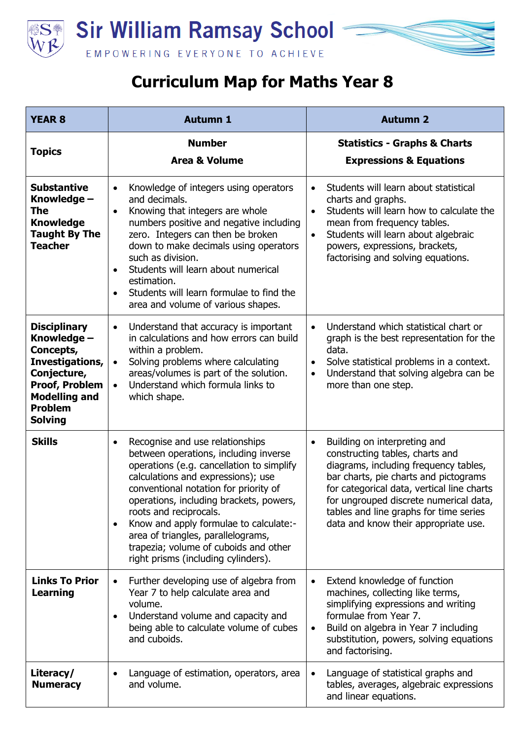# Sir William Ramsay School

EMPOWERING EVERYONE TO ACHIEVE

## Curriculum Map for Maths Year 8

| YEAR 8 | Autumn 1 | Autumn 2 |
|---|---|---|
| **Topics** | **Number**<br>**Area & Volume** | **Statistics - Graphs & Charts**<br>**Expressions & Equations** |
| **Substantive Knowledge – The Knowledge Taught By The Teacher** | • Knowledge of integers using operators and decimals.<br>• Knowing that integers are whole numbers positive and negative including zero. Integers can then be broken down to make decimals using operators such as division.<br>• Students will learn about numerical estimation.<br>• Students will learn formulae to find the area and volume of various shapes. | • Students will learn about statistical charts and graphs.<br>• Students will learn how to calculate the mean from frequency tables.<br>• Students will learn about algebraic powers, expressions, brackets, factorising and solving equations. |
| **Disciplinary Knowledge – Concepts, Investigations, Conjecture, Proof, Problem Modelling and Problem Solving** | • Understand that accuracy is important in calculations and how errors can build within a problem.<br>• Solving problems where calculating areas/volumes is part of the solution.<br>• Understand which formula links to which shape. | • Understand which statistical chart or graph is the best representation for the data.<br>• Solve statistical problems in a context.<br>• Understand that solving algebra can be more than one step. |
| **Skills** | • Recognise and use relationships between operations, including inverse operations (e.g. cancellation to simplify calculations and expressions); use conventional notation for priority of operations, including brackets, powers, roots and reciprocals.<br>• Know and apply formulae to calculate:- area of triangles, parallelograms, trapezia; volume of cuboids and other right prisms (including cylinders). | • Building on interpreting and constructing tables, charts and diagrams, including frequency tables, bar charts, pie charts and pictograms for categorical data, vertical line charts for ungrouped discrete numerical data, tables and line graphs for time series data and know their appropriate use. |
| **Links To Prior Learning** | • Further developing use of algebra from Year 7 to help calculate area and volume.<br>• Understand volume and capacity and being able to calculate volume of cubes and cuboids. | • Extend knowledge of function machines, collecting like terms, simplifying expressions and writing formulae from Year 7.<br>• Build on algebra in Year 7 including substitution, powers, solving equations and factorising. |
| **Literacy/ Numeracy** | • Language of estimation, operators, area and volume. | • Language of statistical graphs and tables, averages, algebraic expressions and linear equations. |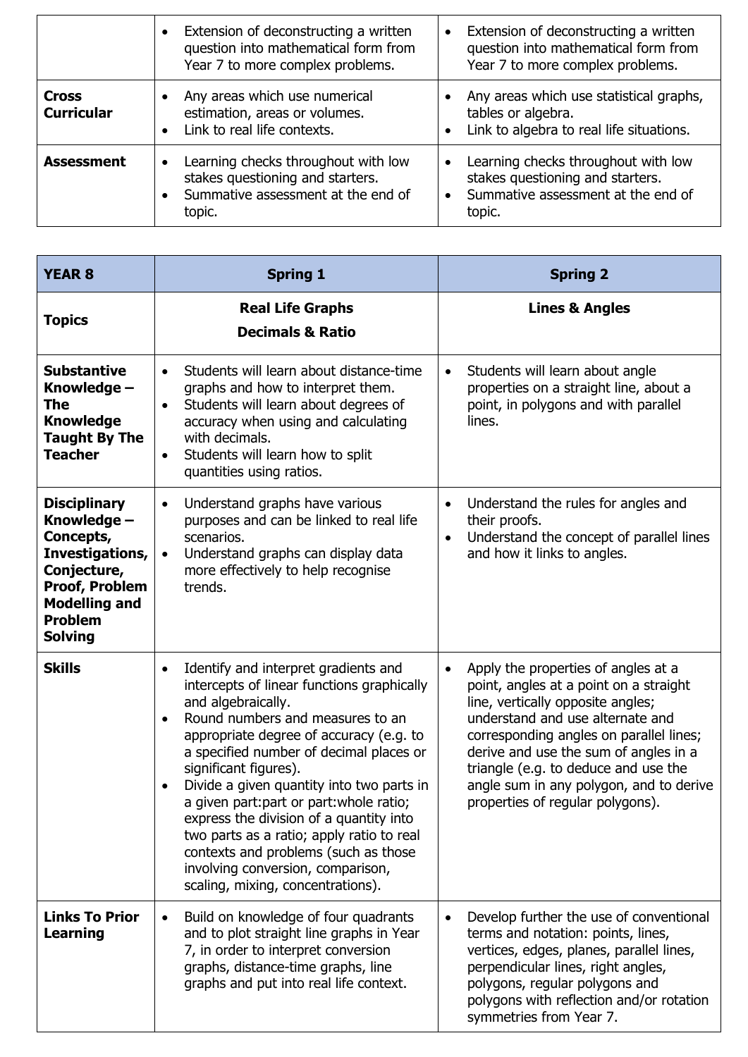|  |  |  |
|---|---|---|
|  | • Extension of deconstructing a written question into mathematical form from Year 7 to more complex problems. | • Extension of deconstructing a written question into mathematical form from Year 7 to more complex problems. |
| **Cross Curricular** | • Any areas which use numerical estimation, areas or volumes.<br>• Link to real life contexts. | • Any areas which use statistical graphs, tables or algebra.<br>• Link to algebra to real life situations. |
| **Assessment** | • Learning checks throughout with low stakes questioning and starters.<br>• Summative assessment at the end of topic. | • Learning checks throughout with low stakes questioning and starters.<br>• Summative assessment at the end of topic. |

| **YEAR 8** | **Spring 1** | **Spring 2** |
|---|---|---|
| **Topics** | **Real Life Graphs**<br>**Decimals & Ratio** | **Lines & Angles** |
| **Substantive Knowledge – The Knowledge Taught By The Teacher** | • Students will learn about distance-time graphs and how to interpret them.<br>• Students will learn about degrees of accuracy when using and calculating with decimals.<br>• Students will learn how to split quantities using ratios. | • Students will learn about angle properties on a straight line, about a point, in polygons and with parallel lines. |
| **Disciplinary Knowledge – Concepts, Investigations, Conjecture, Proof, Problem Modelling and Problem Solving** | • Understand graphs have various purposes and can be linked to real life scenarios.<br>• Understand graphs can display data more effectively to help recognise trends. | • Understand the rules for angles and their proofs.<br>• Understand the concept of parallel lines and how it links to angles. |
| **Skills** | • Identify and interpret gradients and intercepts of linear functions graphically and algebraically.<br>• Round numbers and measures to an appropriate degree of accuracy (e.g. to a specified number of decimal places or significant figures).<br>• Divide a given quantity into two parts in a given part:part or part:whole ratio; express the division of a quantity into two parts as a ratio; apply ratio to real contexts and problems (such as those involving conversion, comparison, scaling, mixing, concentrations). | • Apply the properties of angles at a point, angles at a point on a straight line, vertically opposite angles; understand and use alternate and corresponding angles on parallel lines; derive and use the sum of angles in a triangle (e.g. to deduce and use the angle sum in any polygon, and to derive properties of regular polygons). |
| **Links To Prior Learning** | • Build on knowledge of four quadrants and to plot straight line graphs in Year 7, in order to interpret conversion graphs, distance-time graphs, line graphs and put into real life context. | • Develop further the use of conventional terms and notation: points, lines, vertices, edges, planes, parallel lines, perpendicular lines, right angles, polygons, regular polygons and polygons with reflection and/or rotation symmetries from Year 7. |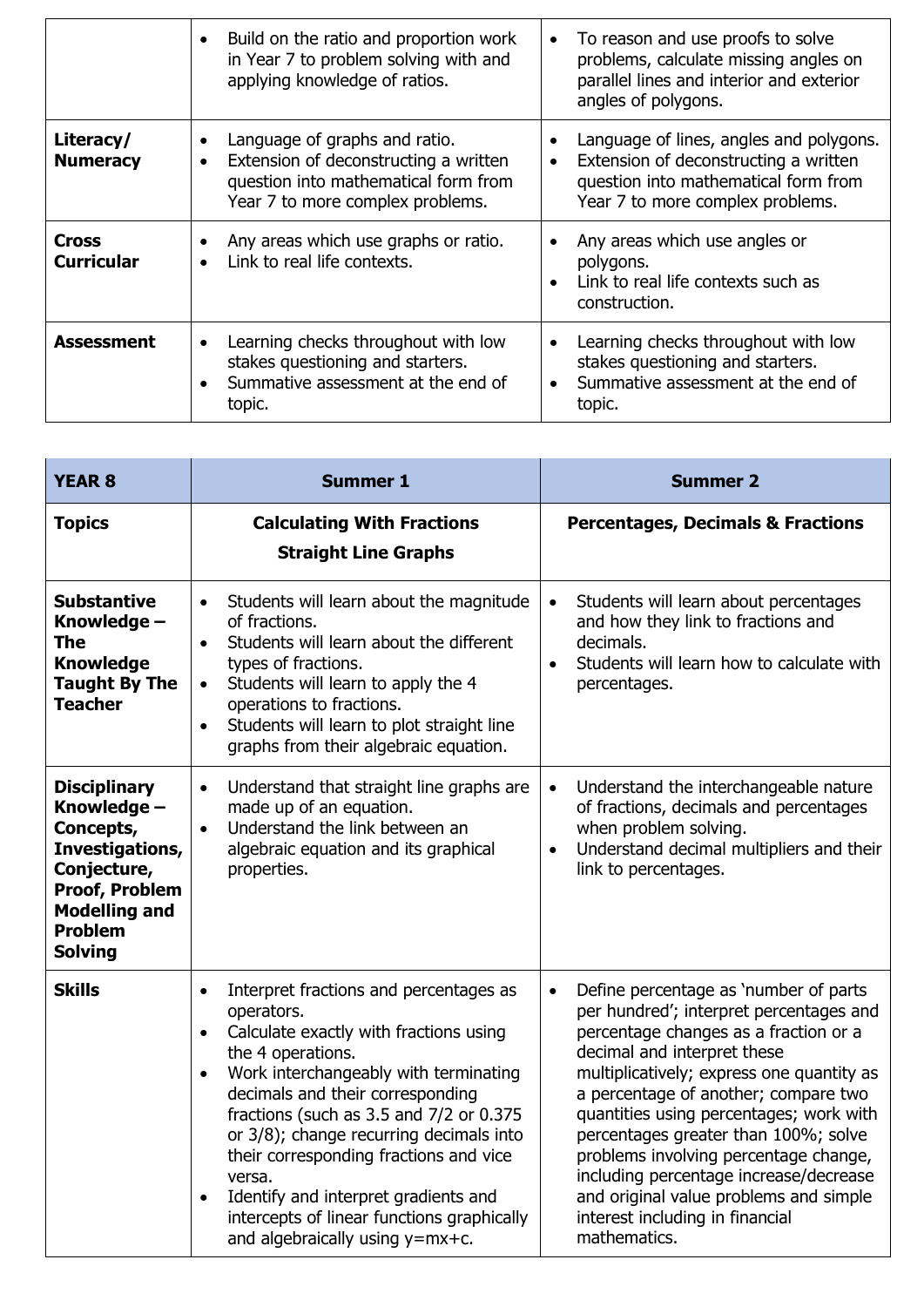| | | |
|---|---|---|
| | • Build on the ratio and proportion work in Year 7 to problem solving with and applying knowledge of ratios. | • To reason and use proofs to solve problems, calculate missing angles on parallel lines and interior and exterior angles of polygons. |
| **Literacy/ Numeracy** | • Language of graphs and ratio.<br>• Extension of deconstructing a written question into mathematical form from Year 7 to more complex problems. | • Language of lines, angles and polygons.<br>• Extension of deconstructing a written question into mathematical form from Year 7 to more complex problems. |
| **Cross Curricular** | • Any areas which use graphs or ratio.<br>• Link to real life contexts. | • Any areas which use angles or polygons.<br>• Link to real life contexts such as construction. |
| **Assessment** | • Learning checks throughout with low stakes questioning and starters.<br>• Summative assessment at the end of topic. | • Learning checks throughout with low stakes questioning and starters.<br>• Summative assessment at the end of topic. |

| **YEAR 8** | **Summer 1** | **Summer 2** |
|---|---|---|
| **Topics** | **Calculating With Fractions**<br>**Straight Line Graphs** | **Percentages, Decimals & Fractions** |
| **Substantive Knowledge – The Knowledge Taught By The Teacher** | • Students will learn about the magnitude of fractions.<br>• Students will learn about the different types of fractions.<br>• Students will learn to apply the 4 operations to fractions.<br>• Students will learn to plot straight line graphs from their algebraic equation. | • Students will learn about percentages and how they link to fractions and decimals.<br>• Students will learn how to calculate with percentages. |
| **Disciplinary Knowledge – Concepts, Investigations, Conjecture, Proof, Problem Modelling and Problem Solving** | • Understand that straight line graphs are made up of an equation.<br>• Understand the link between an algebraic equation and its graphical properties. | • Understand the interchangeable nature of fractions, decimals and percentages when problem solving.<br>• Understand decimal multipliers and their link to percentages. |
| **Skills** | • Interpret fractions and percentages as operators.<br>• Calculate exactly with fractions using the 4 operations.<br>• Work interchangeably with terminating decimals and their corresponding fractions (such as 3.5 and 7/2 or 0.375 or 3/8); change recurring decimals into their corresponding fractions and vice versa.<br>• Identify and interpret gradients and intercepts of linear functions graphically and algebraically using $y=mx+c$. | • Define percentage as 'number of parts per hundred'; interpret percentages and percentage changes as a fraction or a decimal and interpret these multiplicatively; express one quantity as a percentage of another; compare two quantities using percentages; work with percentages greater than 100%; solve problems involving percentage change, including percentage increase/decrease and original value problems and simple interest including in financial mathematics. |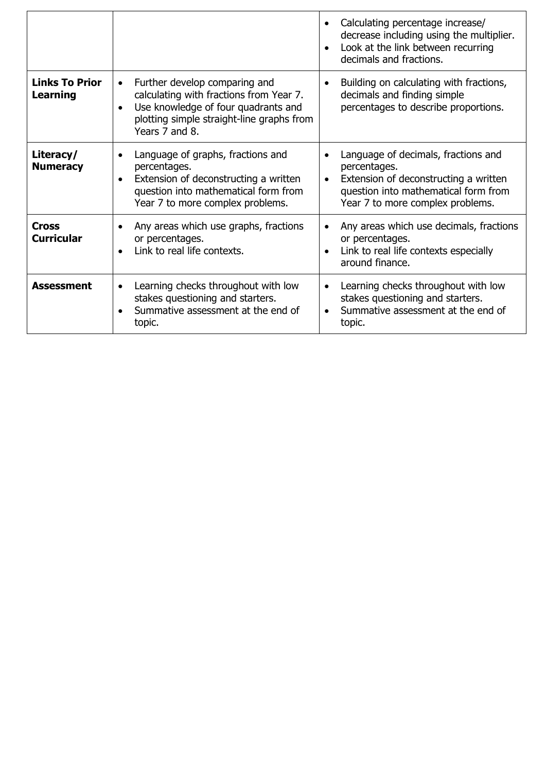| | | |
|---|---|---|
| | | • Calculating percentage increase/ decrease including using the multiplier.<br>• Look at the link between recurring decimals and fractions. |
| **Links To Prior Learning** | • Further develop comparing and calculating with fractions from Year 7.<br>• Use knowledge of four quadrants and plotting simple straight-line graphs from Years 7 and 8. | • Building on calculating with fractions, decimals and finding simple percentages to describe proportions. |
| **Literacy/ Numeracy** | • Language of graphs, fractions and percentages.<br>• Extension of deconstructing a written question into mathematical form from Year 7 to more complex problems. | • Language of decimals, fractions and percentages.<br>• Extension of deconstructing a written question into mathematical form from Year 7 to more complex problems. |
| **Cross Curricular** | • Any areas which use graphs, fractions or percentages.<br>• Link to real life contexts. | • Any areas which use decimals, fractions or percentages.<br>• Link to real life contexts especially around finance. |
| **Assessment** | • Learning checks throughout with low stakes questioning and starters.<br>• Summative assessment at the end of topic. | • Learning checks throughout with low stakes questioning and starters.<br>• Summative assessment at the end of topic. |